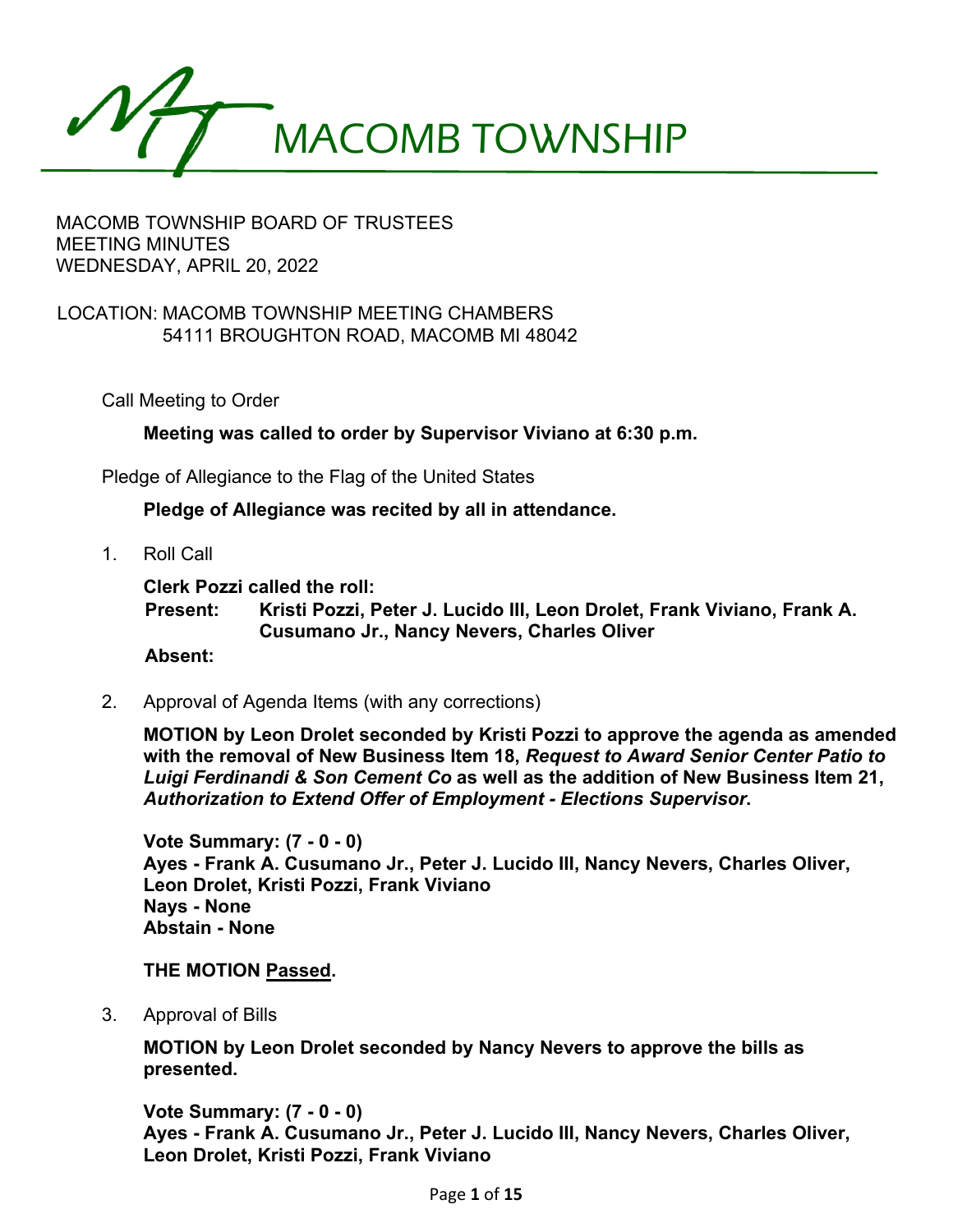MACOMB TOWNSHIP

MACOMB TOWNSHIP BOARD OF TRUSTEES
MEETING MINUTES
WEDNESDAY, APRIL 20, 2022

LOCATION: MACOMB TOWNSHIP MEETING CHAMBERS
54111 BROUGHTON ROAD, MACOMB MI 48042

Call Meeting to Order

**Meeting was called to order by Supervisor Viviano at 6:30 p.m.**

Pledge of Allegiance to the Flag of the United States

**Pledge of Allegiance was recited by all in attendance.**

1. Roll Call

   **Clerk Pozzi called the roll:**
   **Present: Kristi Pozzi, Peter J. Lucido III, Leon Drolet, Frank Viviano, Frank A. Cusumano Jr., Nancy Nevers, Charles Oliver**
   **Absent:**

2. Approval of Agenda Items (with any corrections)

   **MOTION by Leon Drolet seconded by Kristi Pozzi to approve the agenda as amended with the removal of New Business Item 18, *Request to Award Senior Center Patio to Luigi Ferdinandi & Son Cement Co* as well as the addition of New Business Item 21, *Authorization to Extend Offer of Employment - Elections Supervisor*.**

   **Vote Summary: (7 - 0 - 0)**
   **Ayes - Frank A. Cusumano Jr., Peter J. Lucido III, Nancy Nevers, Charles Oliver, Leon Drolet, Kristi Pozzi, Frank Viviano**
   **Nays - None**
   **Abstain - None**

   **THE MOTION Passed.**

3. Approval of Bills

   **MOTION by Leon Drolet seconded by Nancy Nevers to approve the bills as presented.**

   **Vote Summary: (7 - 0 - 0)**
   **Ayes - Frank A. Cusumano Jr., Peter J. Lucido III, Nancy Nevers, Charles Oliver, Leon Drolet, Kristi Pozzi, Frank Viviano**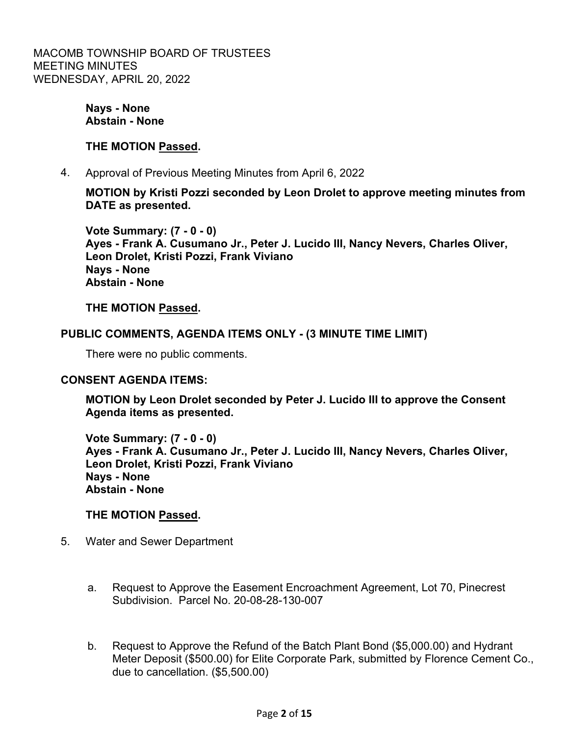**Nays - None**
**Abstain - None**

**THE MOTION Passed.**

4. Approval of Previous Meeting Minutes from April 6, 2022

   **MOTION by Kristi Pozzi seconded by Leon Drolet to approve meeting minutes from DATE as presented.**

   **Vote Summary: (7 - 0 - 0)**
   **Ayes - Frank A. Cusumano Jr., Peter J. Lucido III, Nancy Nevers, Charles Oliver, Leon Drolet, Kristi Pozzi, Frank Viviano**
   **Nays - None**
   **Abstain - None**

   **THE MOTION Passed.**

**PUBLIC COMMENTS, AGENDA ITEMS ONLY - (3 MINUTE TIME LIMIT)**

There were no public comments.

**CONSENT AGENDA ITEMS:**

**MOTION by Leon Drolet seconded by Peter J. Lucido III to approve the Consent Agenda items as presented.**

**Vote Summary: (7 - 0 - 0)**
**Ayes - Frank A. Cusumano Jr., Peter J. Lucido III, Nancy Nevers, Charles Oliver, Leon Drolet, Kristi Pozzi, Frank Viviano**
**Nays - None**
**Abstain - None**

**THE MOTION Passed.**

5. Water and Sewer Department

   a. Request to Approve the Easement Encroachment Agreement, Lot 70, Pinecrest Subdivision. Parcel No. 20-08-28-130-007

   b. Request to Approve the Refund of the Batch Plant Bond ($5,000.00) and Hydrant Meter Deposit ($500.00) for Elite Corporate Park, submitted by Florence Cement Co., due to cancellation. ($5,500.00)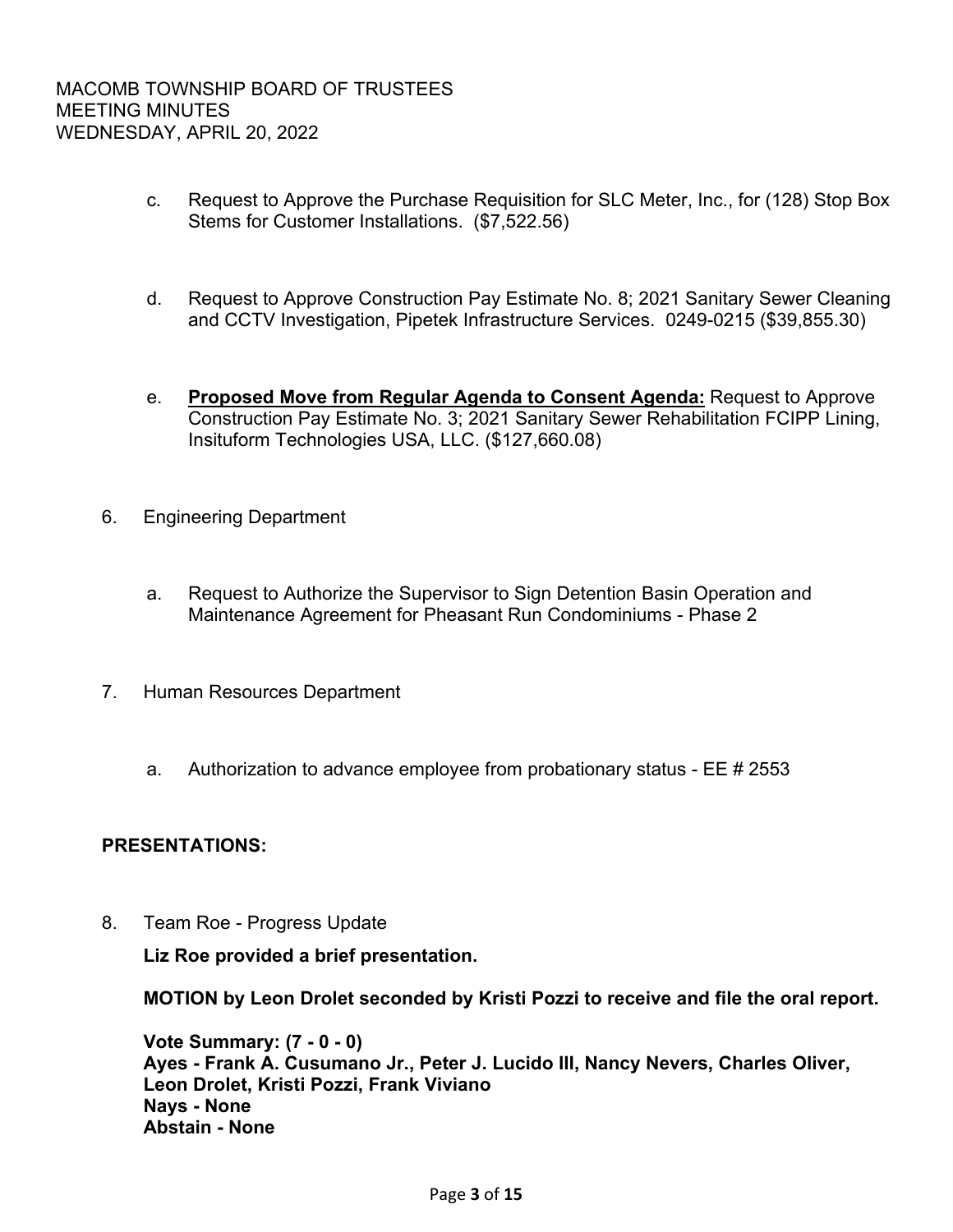c. Request to Approve the Purchase Requisition for SLC Meter, Inc., for (128) Stop Box Stems for Customer Installations. ($7,522.56)

d. Request to Approve Construction Pay Estimate No. 8; 2021 Sanitary Sewer Cleaning and CCTV Investigation, Pipetek Infrastructure Services. 0249-0215 ($39,855.30)

e. **Proposed Move from Regular Agenda to Consent Agenda:** Request to Approve Construction Pay Estimate No. 3; 2021 Sanitary Sewer Rehabilitation FCIPP Lining, Insituform Technologies USA, LLC. ($127,660.08)

6. Engineering Department

   a. Request to Authorize the Supervisor to Sign Detention Basin Operation and Maintenance Agreement for Pheasant Run Condominiums - Phase 2

7. Human Resources Department

   a. Authorization to advance employee from probationary status - EE # 2553

**PRESENTATIONS:**

8. Team Roe - Progress Update

   **Liz Roe provided a brief presentation.**

   **MOTION by Leon Drolet seconded by Kristi Pozzi to receive and file the oral report.**

   **Vote Summary: (7 - 0 - 0)**
   **Ayes - Frank A. Cusumano Jr., Peter J. Lucido III, Nancy Nevers, Charles Oliver, Leon Drolet, Kristi Pozzi, Frank Viviano**
   **Nays - None**
   **Abstain - None**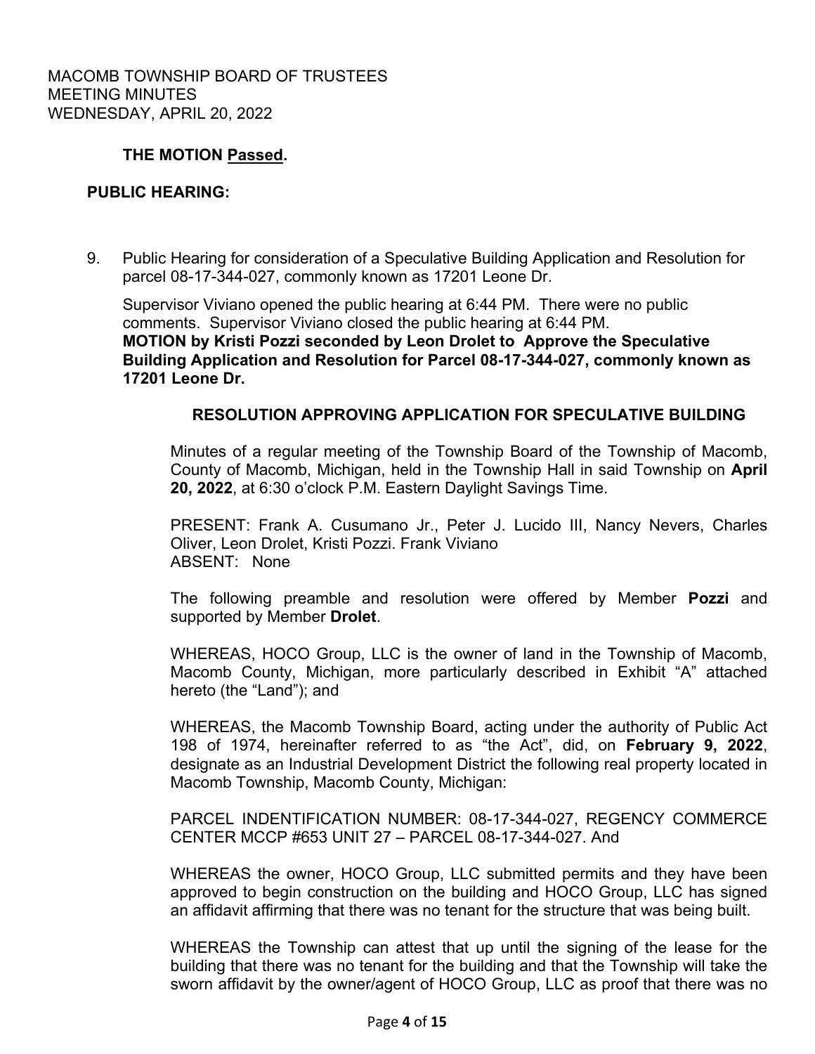MACOMB TOWNSHIP BOARD OF TRUSTEES
MEETING MINUTES
WEDNESDAY, APRIL 20, 2022

**THE MOTION Passed.**

**PUBLIC HEARING:**

9. Public Hearing for consideration of a Speculative Building Application and Resolution for parcel 08-17-344-027, commonly known as 17201 Leone Dr.

   Supervisor Viviano opened the public hearing at 6:44 PM. There were no public comments. Supervisor Viviano closed the public hearing at 6:44 PM.
   **MOTION by Kristi Pozzi seconded by Leon Drolet to Approve the Speculative Building Application and Resolution for Parcel 08-17-344-027, commonly known as 17201 Leone Dr.**

   **RESOLUTION APPROVING APPLICATION FOR SPECULATIVE BUILDING**

   Minutes of a regular meeting of the Township Board of the Township of Macomb, County of Macomb, Michigan, held in the Township Hall in said Township on **April 20, 2022**, at 6:30 o'clock P.M. Eastern Daylight Savings Time.

   PRESENT: Frank A. Cusumano Jr., Peter J. Lucido III, Nancy Nevers, Charles Oliver, Leon Drolet, Kristi Pozzi. Frank Viviano
   ABSENT: None

   The following preamble and resolution were offered by Member **Pozzi** and supported by Member **Drolet**.

   WHEREAS, HOCO Group, LLC is the owner of land in the Township of Macomb, Macomb County, Michigan, more particularly described in Exhibit "A" attached hereto (the "Land"); and

   WHEREAS, the Macomb Township Board, acting under the authority of Public Act 198 of 1974, hereinafter referred to as "the Act", did, on **February 9, 2022**, designate as an Industrial Development District the following real property located in Macomb Township, Macomb County, Michigan:

   PARCEL INDENTIFICATION NUMBER: 08-17-344-027, REGENCY COMMERCE CENTER MCCP #653 UNIT 27 – PARCEL 08-17-344-027. And

   WHEREAS the owner, HOCO Group, LLC submitted permits and they have been approved to begin construction on the building and HOCO Group, LLC has signed an affidavit affirming that there was no tenant for the structure that was being built.

   WHEREAS the Township can attest that up until the signing of the lease for the building that there was no tenant for the building and that the Township will take the sworn affidavit by the owner/agent of HOCO Group, LLC as proof that there was no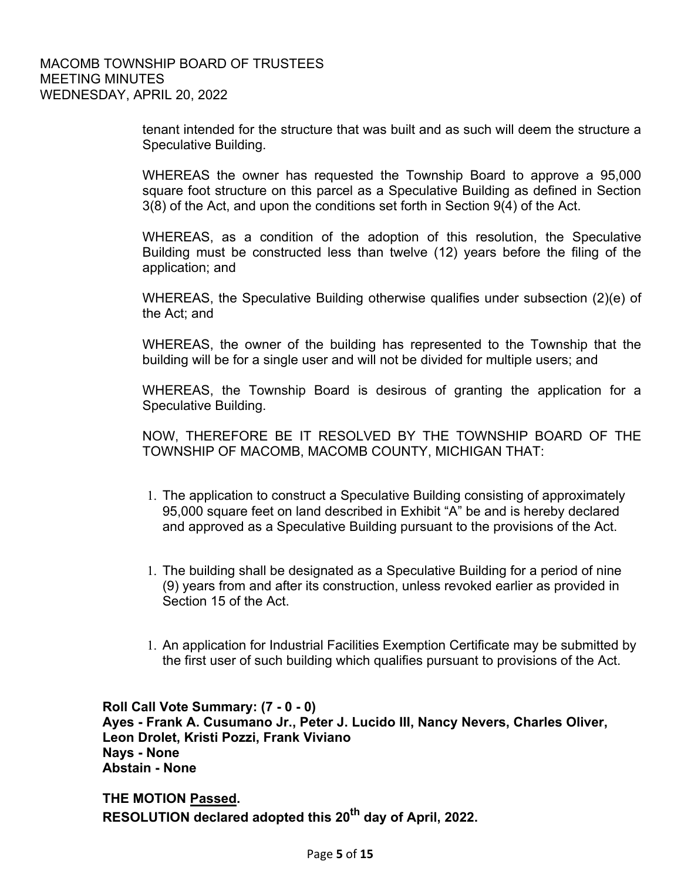tenant intended for the structure that was built and as such will deem the structure a Speculative Building.

WHEREAS the owner has requested the Township Board to approve a 95,000 square foot structure on this parcel as a Speculative Building as defined in Section 3(8) of the Act, and upon the conditions set forth in Section 9(4) of the Act.

WHEREAS, as a condition of the adoption of this resolution, the Speculative Building must be constructed less than twelve (12) years before the filing of the application; and

WHEREAS, the Speculative Building otherwise qualifies under subsection (2)(e) of the Act; and

WHEREAS, the owner of the building has represented to the Township that the building will be for a single user and will not be divided for multiple users; and

WHEREAS, the Township Board is desirous of granting the application for a Speculative Building.

NOW, THEREFORE BE IT RESOLVED BY THE TOWNSHIP BOARD OF THE TOWNSHIP OF MACOMB, MACOMB COUNTY, MICHIGAN THAT:

1. The application to construct a Speculative Building consisting of approximately 95,000 square feet on land described in Exhibit "A" be and is hereby declared and approved as a Speculative Building pursuant to the provisions of the Act.

1. The building shall be designated as a Speculative Building for a period of nine (9) years from and after its construction, unless revoked earlier as provided in Section 15 of the Act.

1. An application for Industrial Facilities Exemption Certificate may be submitted by the first user of such building which qualifies pursuant to provisions of the Act.

**Roll Call Vote Summary: (7 - 0 - 0)**
**Ayes - Frank A. Cusumano Jr., Peter J. Lucido III, Nancy Nevers, Charles Oliver, Leon Drolet, Kristi Pozzi, Frank Viviano**
**Nays - None**
**Abstain - None**

**THE MOTION Passed.**
**RESOLUTION declared adopted this 20th day of April, 2022.**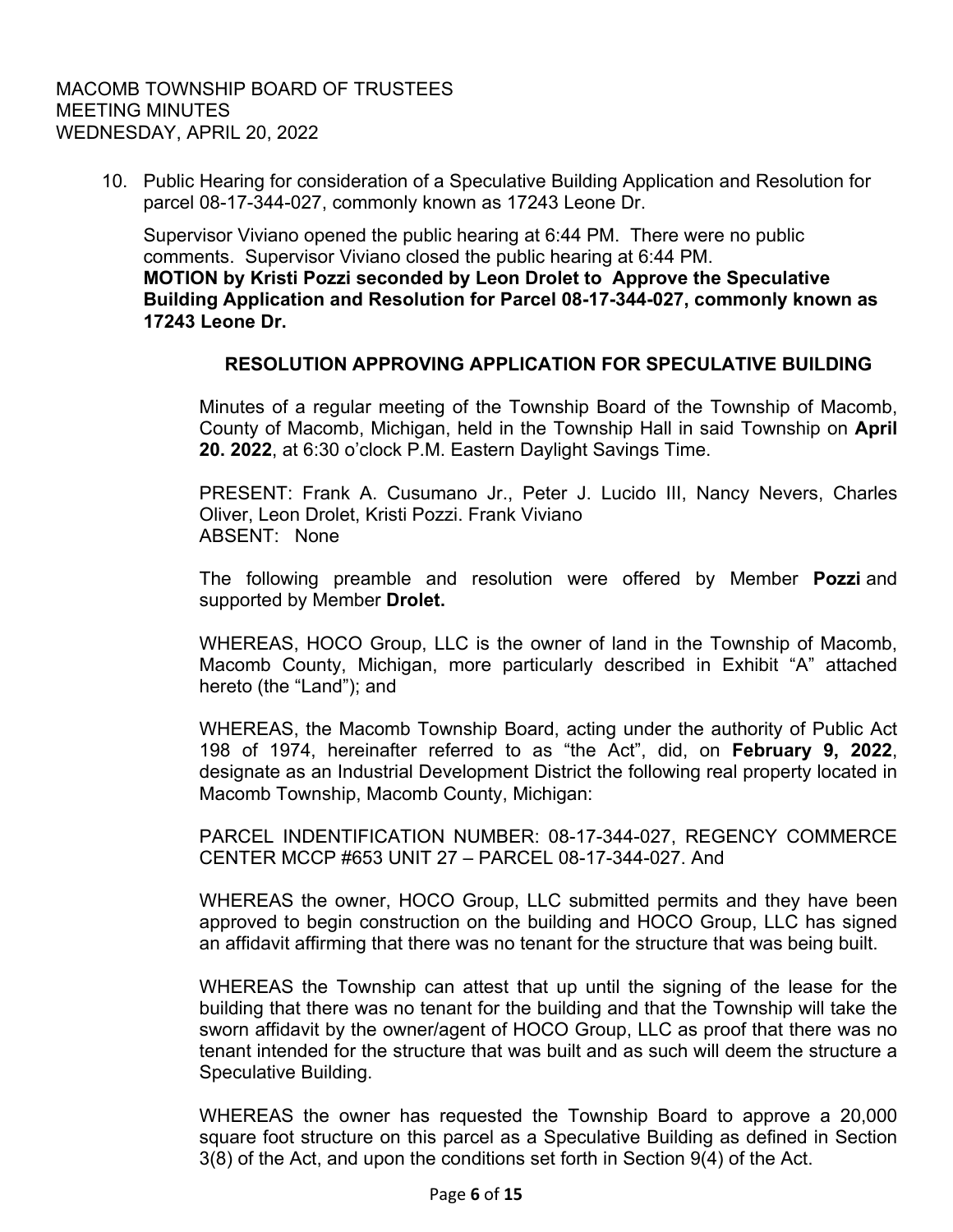MACOMB TOWNSHIP BOARD OF TRUSTEES
MEETING MINUTES
WEDNESDAY, APRIL 20, 2022

10. Public Hearing for consideration of a Speculative Building Application and Resolution for parcel 08-17-344-027, commonly known as 17243 Leone Dr.

Supervisor Viviano opened the public hearing at 6:44 PM. There were no public comments. Supervisor Viviano closed the public hearing at 6:44 PM.
**MOTION by Kristi Pozzi seconded by Leon Drolet to Approve the Speculative Building Application and Resolution for Parcel 08-17-344-027, commonly known as 17243 Leone Dr.**

**RESOLUTION APPROVING APPLICATION FOR SPECULATIVE BUILDING**

Minutes of a regular meeting of the Township Board of the Township of Macomb, County of Macomb, Michigan, held in the Township Hall in said Township on **April 20. 2022**, at 6:30 o'clock P.M. Eastern Daylight Savings Time.

PRESENT: Frank A. Cusumano Jr., Peter J. Lucido III, Nancy Nevers, Charles Oliver, Leon Drolet, Kristi Pozzi. Frank Viviano
ABSENT: None

The following preamble and resolution were offered by Member **Pozzi** and supported by Member **Drolet.**

WHEREAS, HOCO Group, LLC is the owner of land in the Township of Macomb, Macomb County, Michigan, more particularly described in Exhibit "A" attached hereto (the "Land"); and

WHEREAS, the Macomb Township Board, acting under the authority of Public Act 198 of 1974, hereinafter referred to as "the Act", did, on **February 9, 2022**, designate as an Industrial Development District the following real property located in Macomb Township, Macomb County, Michigan:

PARCEL INDENTIFICATION NUMBER: 08-17-344-027, REGENCY COMMERCE CENTER MCCP #653 UNIT 27 – PARCEL 08-17-344-027. And

WHEREAS the owner, HOCO Group, LLC submitted permits and they have been approved to begin construction on the building and HOCO Group, LLC has signed an affidavit affirming that there was no tenant for the structure that was being built.

WHEREAS the Township can attest that up until the signing of the lease for the building that there was no tenant for the building and that the Township will take the sworn affidavit by the owner/agent of HOCO Group, LLC as proof that there was no tenant intended for the structure that was built and as such will deem the structure a Speculative Building.

WHEREAS the owner has requested the Township Board to approve a 20,000 square foot structure on this parcel as a Speculative Building as defined in Section 3(8) of the Act, and upon the conditions set forth in Section 9(4) of the Act.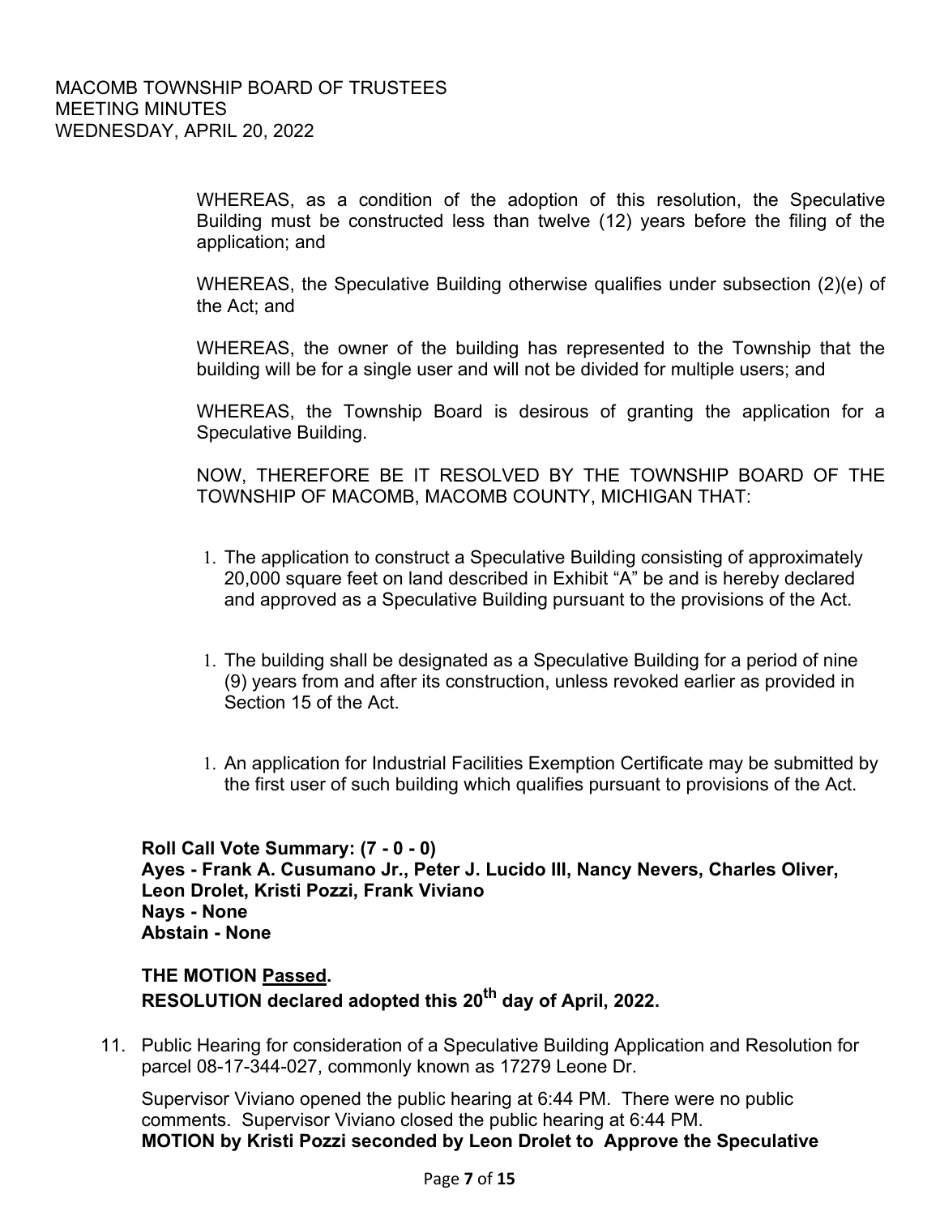WHEREAS, as a condition of the adoption of this resolution, the Speculative Building must be constructed less than twelve (12) years before the filing of the application; and

WHEREAS, the Speculative Building otherwise qualifies under subsection (2)(e) of the Act; and

WHEREAS, the owner of the building has represented to the Township that the building will be for a single user and will not be divided for multiple users; and

WHEREAS, the Township Board is desirous of granting the application for a Speculative Building.

NOW, THEREFORE BE IT RESOLVED BY THE TOWNSHIP BOARD OF THE TOWNSHIP OF MACOMB, MACOMB COUNTY, MICHIGAN THAT:

1. The application to construct a Speculative Building consisting of approximately 20,000 square feet on land described in Exhibit "A" be and is hereby declared and approved as a Speculative Building pursuant to the provisions of the Act.

1. The building shall be designated as a Speculative Building for a period of nine (9) years from and after its construction, unless revoked earlier as provided in Section 15 of the Act.

1. An application for Industrial Facilities Exemption Certificate may be submitted by the first user of such building which qualifies pursuant to provisions of the Act.

**Roll Call Vote Summary: (7 - 0 - 0)**
**Ayes - Frank A. Cusumano Jr., Peter J. Lucido III, Nancy Nevers, Charles Oliver, Leon Drolet, Kristi Pozzi, Frank Viviano**
**Nays - None**
**Abstain - None**

**THE MOTION Passed.**
**RESOLUTION declared adopted this 20th day of April, 2022.**

11. Public Hearing for consideration of a Speculative Building Application and Resolution for parcel 08-17-344-027, commonly known as 17279 Leone Dr.

Supervisor Viviano opened the public hearing at 6:44 PM. There were no public comments. Supervisor Viviano closed the public hearing at 6:44 PM.
**MOTION by Kristi Pozzi seconded by Leon Drolet to Approve the Speculative**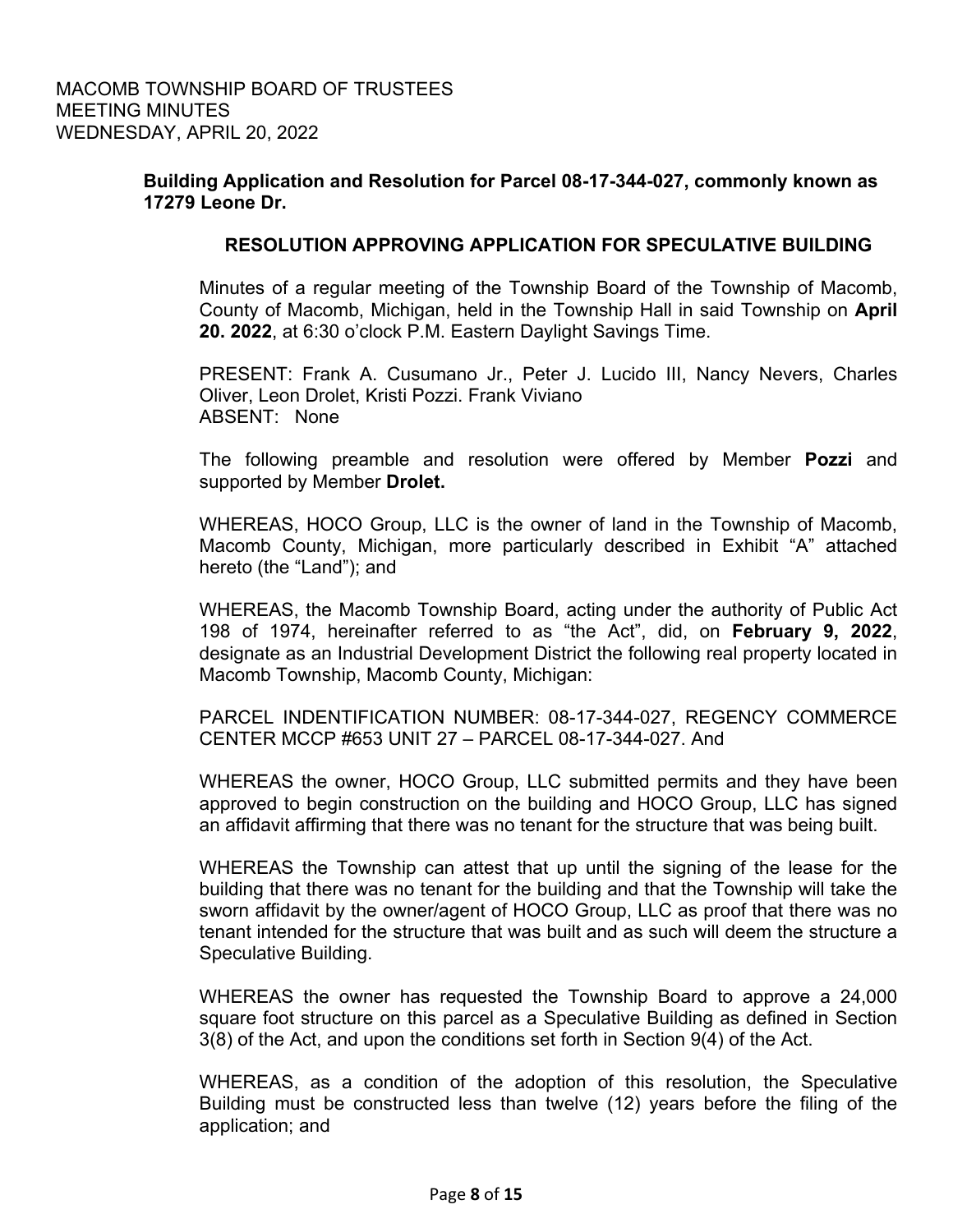MACOMB TOWNSHIP BOARD OF TRUSTEES
MEETING MINUTES
WEDNESDAY, APRIL 20, 2022

**Building Application and Resolution for Parcel 08-17-344-027, commonly known as 17279 Leone Dr.**

**RESOLUTION APPROVING APPLICATION FOR SPECULATIVE BUILDING**

Minutes of a regular meeting of the Township Board of the Township of Macomb, County of Macomb, Michigan, held in the Township Hall in said Township on **April 20. 2022**, at 6:30 o'clock P.M. Eastern Daylight Savings Time.

PRESENT: Frank A. Cusumano Jr., Peter J. Lucido III, Nancy Nevers, Charles Oliver, Leon Drolet, Kristi Pozzi. Frank Viviano
ABSENT: None

The following preamble and resolution were offered by Member **Pozzi** and supported by Member **Drolet.**

WHEREAS, HOCO Group, LLC is the owner of land in the Township of Macomb, Macomb County, Michigan, more particularly described in Exhibit "A" attached hereto (the "Land"); and

WHEREAS, the Macomb Township Board, acting under the authority of Public Act 198 of 1974, hereinafter referred to as "the Act", did, on **February 9, 2022**, designate as an Industrial Development District the following real property located in Macomb Township, Macomb County, Michigan:

PARCEL INDENTIFICATION NUMBER: 08-17-344-027, REGENCY COMMERCE CENTER MCCP #653 UNIT 27 – PARCEL 08-17-344-027. And

WHEREAS the owner, HOCO Group, LLC submitted permits and they have been approved to begin construction on the building and HOCO Group, LLC has signed an affidavit affirming that there was no tenant for the structure that was being built.

WHEREAS the Township can attest that up until the signing of the lease for the building that there was no tenant for the building and that the Township will take the sworn affidavit by the owner/agent of HOCO Group, LLC as proof that there was no tenant intended for the structure that was built and as such will deem the structure a Speculative Building.

WHEREAS the owner has requested the Township Board to approve a 24,000 square foot structure on this parcel as a Speculative Building as defined in Section 3(8) of the Act, and upon the conditions set forth in Section 9(4) of the Act.

WHEREAS, as a condition of the adoption of this resolution, the Speculative Building must be constructed less than twelve (12) years before the filing of the application; and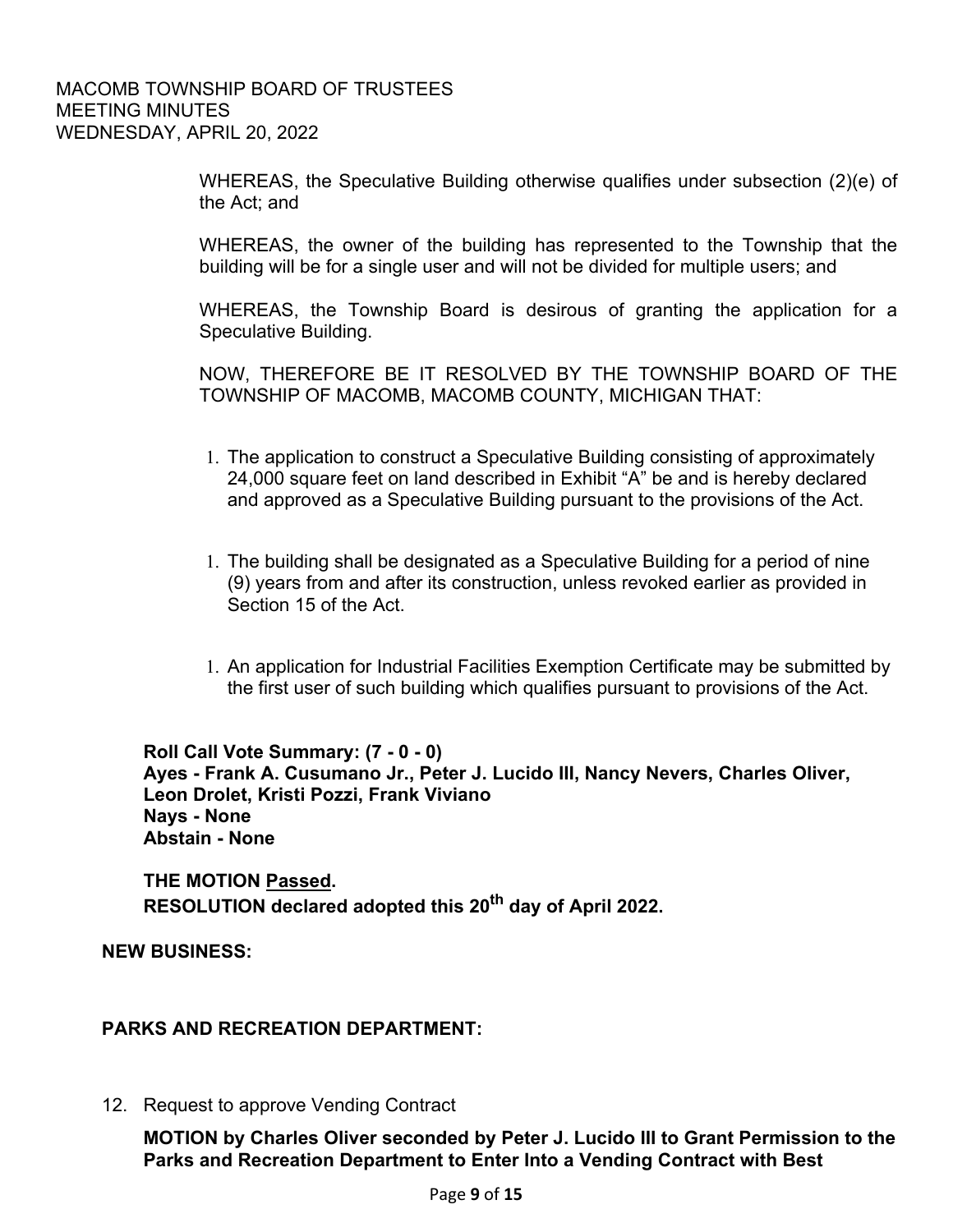WHEREAS, the Speculative Building otherwise qualifies under subsection (2)(e) of the Act; and

WHEREAS, the owner of the building has represented to the Township that the building will be for a single user and will not be divided for multiple users; and

WHEREAS, the Township Board is desirous of granting the application for a Speculative Building.

NOW, THEREFORE BE IT RESOLVED BY THE TOWNSHIP BOARD OF THE TOWNSHIP OF MACOMB, MACOMB COUNTY, MICHIGAN THAT:

1. The application to construct a Speculative Building consisting of approximately 24,000 square feet on land described in Exhibit "A" be and is hereby declared and approved as a Speculative Building pursuant to the provisions of the Act.

1. The building shall be designated as a Speculative Building for a period of nine (9) years from and after its construction, unless revoked earlier as provided in Section 15 of the Act.

1. An application for Industrial Facilities Exemption Certificate may be submitted by the first user of such building which qualifies pursuant to provisions of the Act.

**Roll Call Vote Summary: (7 - 0 - 0)**
**Ayes - Frank A. Cusumano Jr., Peter J. Lucido III, Nancy Nevers, Charles Oliver, Leon Drolet, Kristi Pozzi, Frank Viviano**
**Nays - None**
**Abstain - None**

**THE MOTION Passed.**
**RESOLUTION declared adopted this 20th day of April 2022.**

**NEW BUSINESS:**

**PARKS AND RECREATION DEPARTMENT:**

12. Request to approve Vending Contract

**MOTION by Charles Oliver seconded by Peter J. Lucido III to Grant Permission to the Parks and Recreation Department to Enter Into a Vending Contract with Best**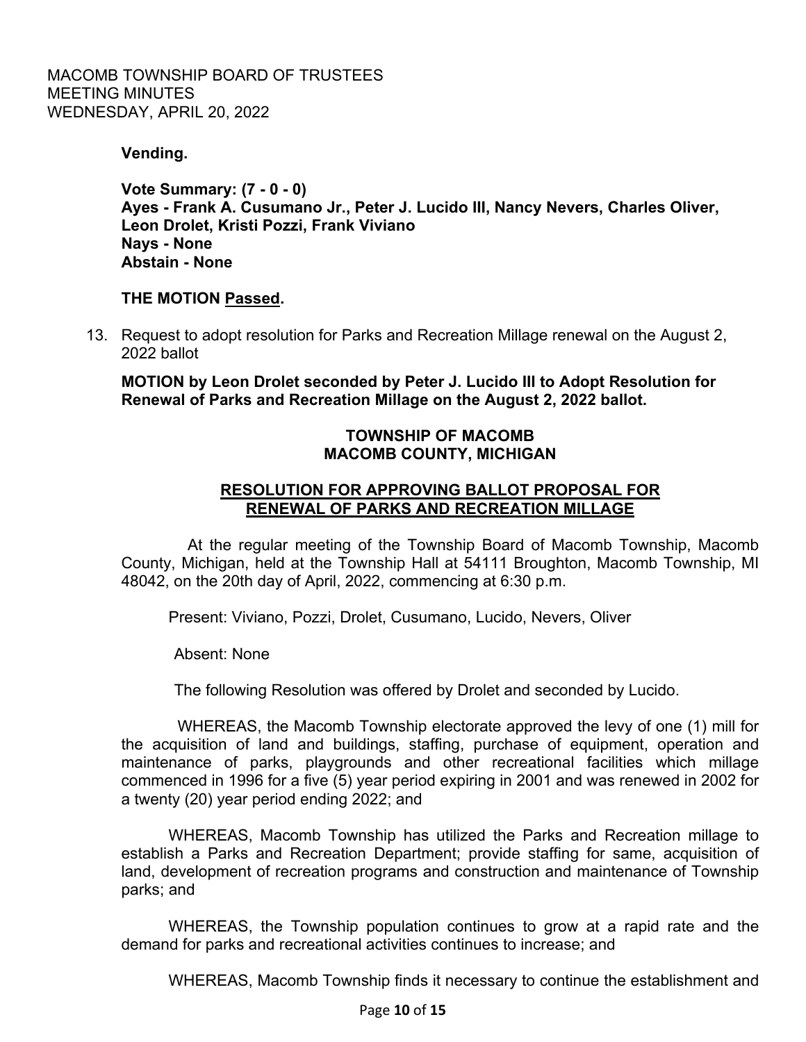**Vending.**

**Vote Summary: (7 - 0 - 0)**
**Ayes - Frank A. Cusumano Jr., Peter J. Lucido III, Nancy Nevers, Charles Oliver, Leon Drolet, Kristi Pozzi, Frank Viviano**
**Nays - None**
**Abstain - None**

**THE MOTION Passed.**

13. Request to adopt resolution for Parks and Recreation Millage renewal on the August 2, 2022 ballot

**MOTION by Leon Drolet seconded by Peter J. Lucido III to Adopt Resolution for Renewal of Parks and Recreation Millage on the August 2, 2022 ballot.**

**TOWNSHIP OF MACOMB**
**MACOMB COUNTY, MICHIGAN**

**RESOLUTION FOR APPROVING BALLOT PROPOSAL FOR RENEWAL OF PARKS AND RECREATION MILLAGE**

At the regular meeting of the Township Board of Macomb Township, Macomb County, Michigan, held at the Township Hall at 54111 Broughton, Macomb Township, MI 48042, on the 20th day of April, 2022, commencing at 6:30 p.m.

Present: Viviano, Pozzi, Drolet, Cusumano, Lucido, Nevers, Oliver

Absent: None

The following Resolution was offered by Drolet and seconded by Lucido.

WHEREAS, the Macomb Township electorate approved the levy of one (1) mill for the acquisition of land and buildings, staffing, purchase of equipment, operation and maintenance of parks, playgrounds and other recreational facilities which millage commenced in 1996 for a five (5) year period expiring in 2001 and was renewed in 2002 for a twenty (20) year period ending 2022; and

WHEREAS, Macomb Township has utilized the Parks and Recreation millage to establish a Parks and Recreation Department; provide staffing for same, acquisition of land, development of recreation programs and construction and maintenance of Township parks; and

WHEREAS, the Township population continues to grow at a rapid rate and the demand for parks and recreational activities continues to increase; and

WHEREAS, Macomb Township finds it necessary to continue the establishment and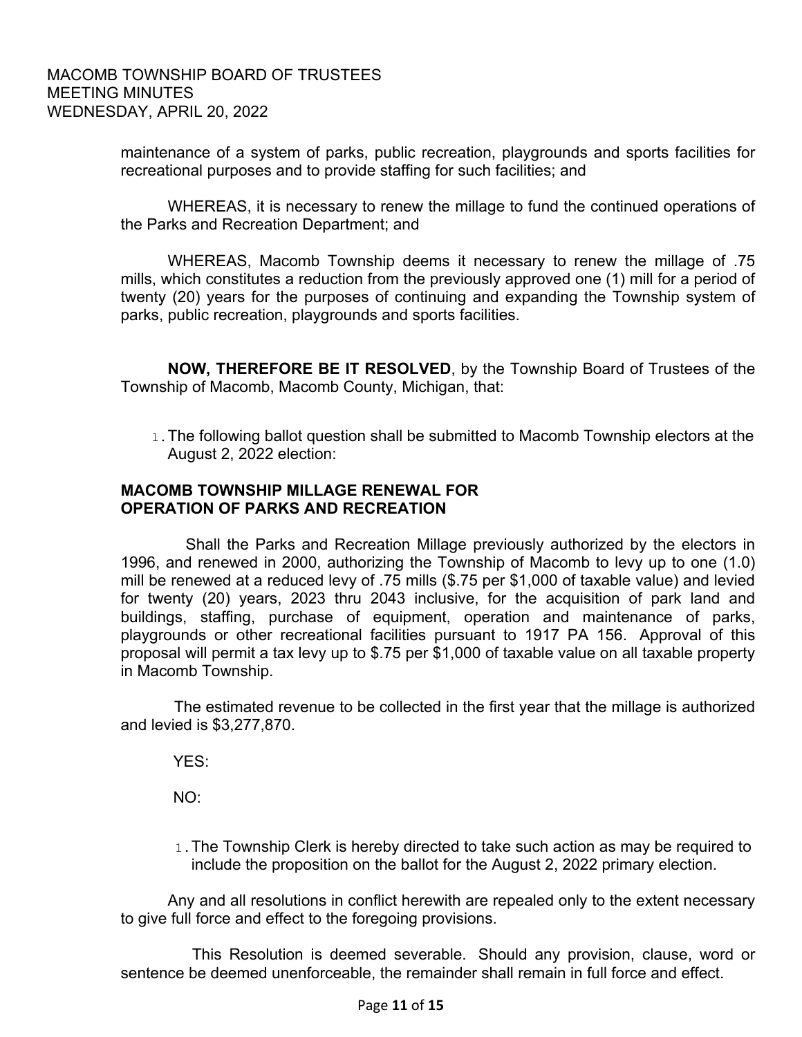maintenance of a system of parks, public recreation, playgrounds and sports facilities for recreational purposes and to provide staffing for such facilities; and

WHEREAS, it is necessary to renew the millage to fund the continued operations of the Parks and Recreation Department; and

WHEREAS, Macomb Township deems it necessary to renew the millage of .75 mills, which constitutes a reduction from the previously approved one (1) mill for a period of twenty (20) years for the purposes of continuing and expanding the Township system of parks, public recreation, playgrounds and sports facilities.

**NOW, THEREFORE BE IT RESOLVED**, by the Township Board of Trustees of the Township of Macomb, Macomb County, Michigan, that:

1. The following ballot question shall be submitted to Macomb Township electors at the August 2, 2022 election:

**MACOMB TOWNSHIP MILLAGE RENEWAL FOR OPERATION OF PARKS AND RECREATION**

Shall the Parks and Recreation Millage previously authorized by the electors in 1996, and renewed in 2000, authorizing the Township of Macomb to levy up to one (1.0) mill be renewed at a reduced levy of .75 mills ($.75 per $1,000 of taxable value) and levied for twenty (20) years, 2023 thru 2043 inclusive, for the acquisition of park land and buildings, staffing, purchase of equipment, operation and maintenance of parks, playgrounds or other recreational facilities pursuant to 1917 PA 156. Approval of this proposal will permit a tax levy up to $.75 per $1,000 of taxable value on all taxable property in Macomb Township.

The estimated revenue to be collected in the first year that the millage is authorized and levied is $3,277,870.

YES:

NO:

1. The Township Clerk is hereby directed to take such action as may be required to include the proposition on the ballot for the August 2, 2022 primary election.

Any and all resolutions in conflict herewith are repealed only to the extent necessary to give full force and effect to the foregoing provisions.

This Resolution is deemed severable. Should any provision, clause, word or sentence be deemed unenforceable, the remainder shall remain in full force and effect.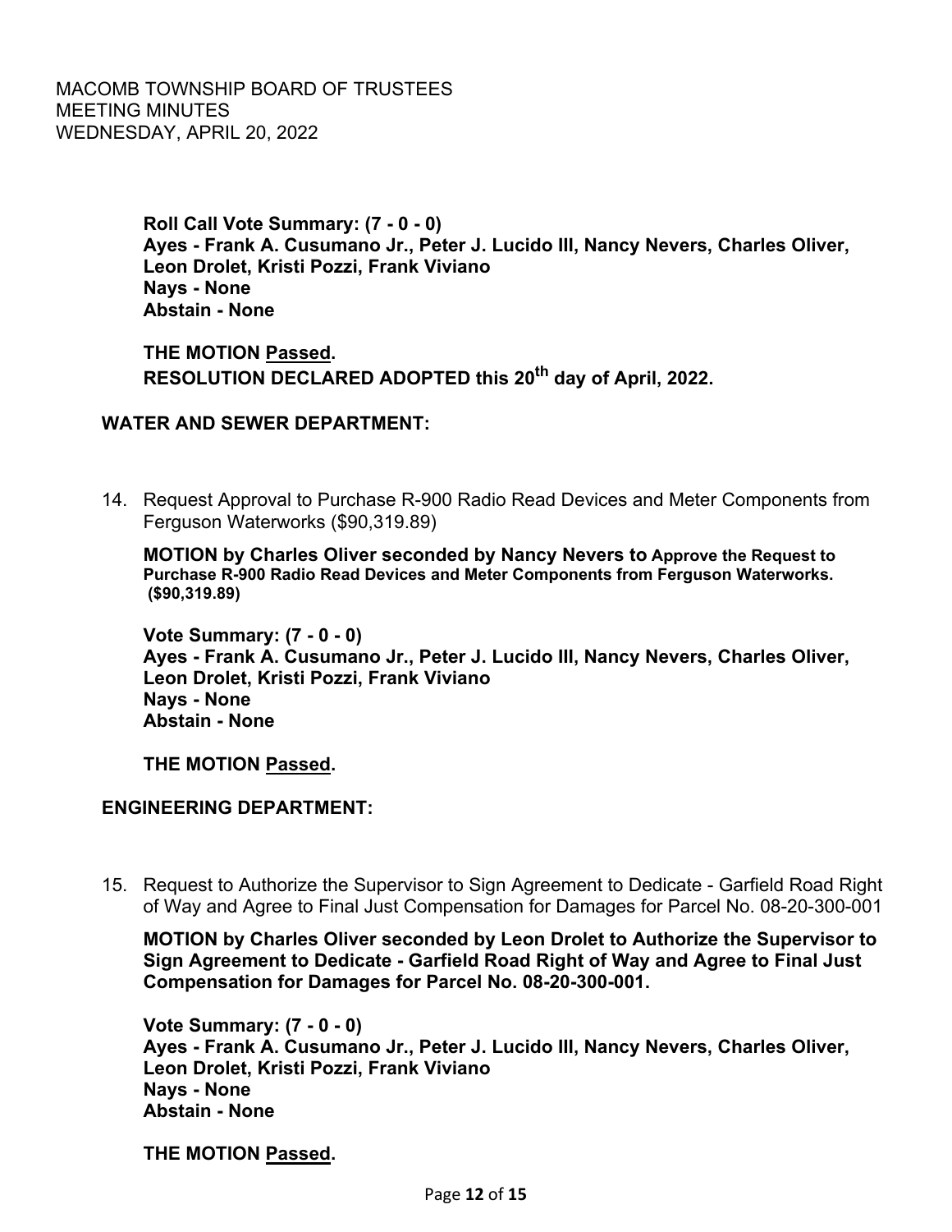**Roll Call Vote Summary: (7 - 0 - 0)**
**Ayes - Frank A. Cusumano Jr., Peter J. Lucido III, Nancy Nevers, Charles Oliver, Leon Drolet, Kristi Pozzi, Frank Viviano**
**Nays - None**
**Abstain - None**

**THE MOTION Passed.**
**RESOLUTION DECLARED ADOPTED this 20th day of April, 2022.**

**WATER AND SEWER DEPARTMENT:**

14. Request Approval to Purchase R-900 Radio Read Devices and Meter Components from Ferguson Waterworks ($90,319.89)

**MOTION by Charles Oliver seconded by Nancy Nevers to Approve the Request to Purchase R-900 Radio Read Devices and Meter Components from Ferguson Waterworks. ($90,319.89)**

**Vote Summary: (7 - 0 - 0)**
**Ayes - Frank A. Cusumano Jr., Peter J. Lucido III, Nancy Nevers, Charles Oliver, Leon Drolet, Kristi Pozzi, Frank Viviano**
**Nays - None**
**Abstain - None**

**THE MOTION Passed.**

**ENGINEERING DEPARTMENT:**

15. Request to Authorize the Supervisor to Sign Agreement to Dedicate - Garfield Road Right of Way and Agree to Final Just Compensation for Damages for Parcel No. 08-20-300-001

**MOTION by Charles Oliver seconded by Leon Drolet to Authorize the Supervisor to Sign Agreement to Dedicate - Garfield Road Right of Way and Agree to Final Just Compensation for Damages for Parcel No. 08-20-300-001.**

**Vote Summary: (7 - 0 - 0)**
**Ayes - Frank A. Cusumano Jr., Peter J. Lucido III, Nancy Nevers, Charles Oliver, Leon Drolet, Kristi Pozzi, Frank Viviano**
**Nays - None**
**Abstain - None**

**THE MOTION Passed.**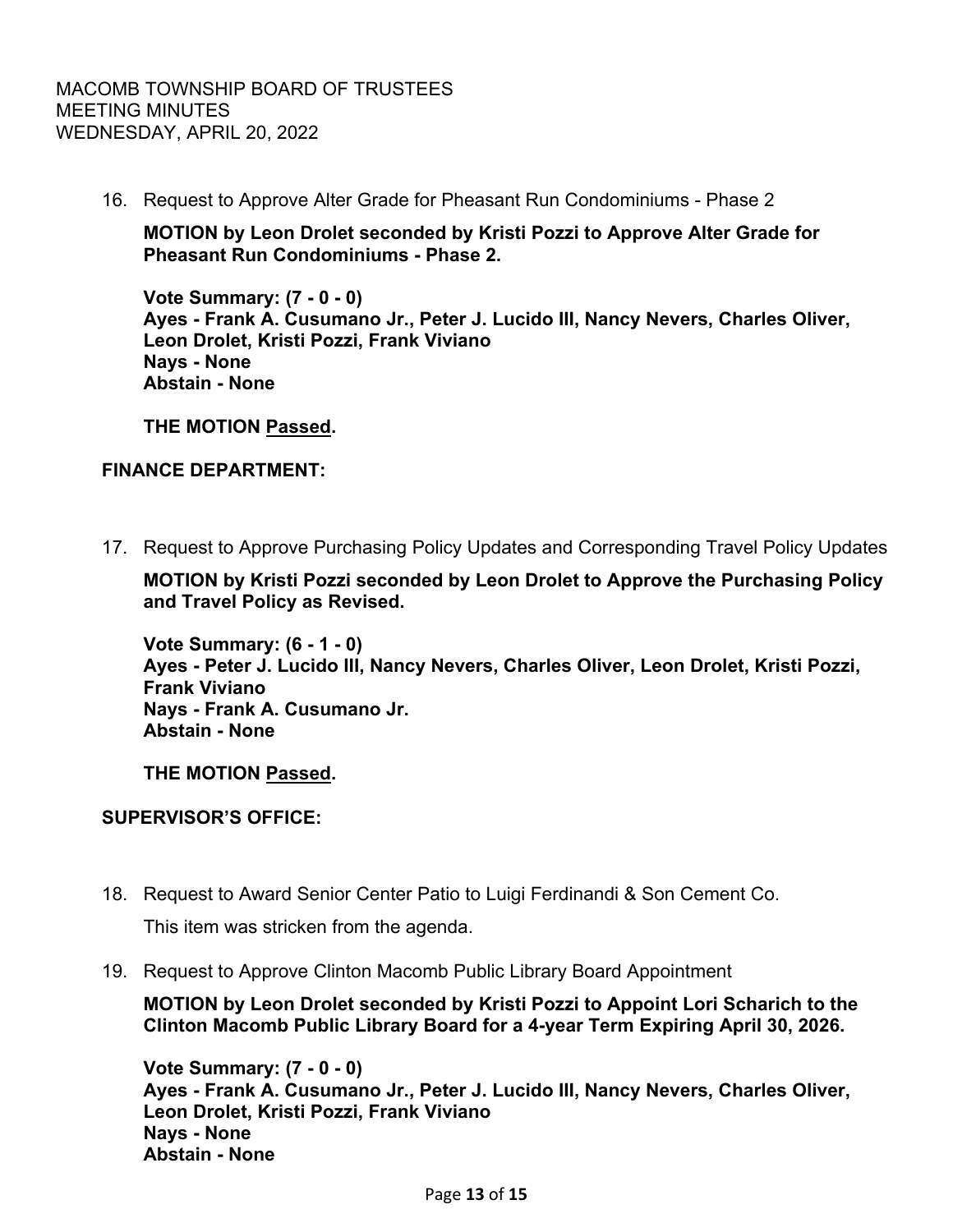16. Request to Approve Alter Grade for Pheasant Run Condominiums - Phase 2

    **MOTION by Leon Drolet seconded by Kristi Pozzi to Approve Alter Grade for Pheasant Run Condominiums - Phase 2.**

    **Vote Summary: (7 - 0 - 0)**
    **Ayes - Frank A. Cusumano Jr., Peter J. Lucido III, Nancy Nevers, Charles Oliver, Leon Drolet, Kristi Pozzi, Frank Viviano**
    **Nays - None**
    **Abstain - None**

    **THE MOTION Passed.**

**FINANCE DEPARTMENT:**

17. Request to Approve Purchasing Policy Updates and Corresponding Travel Policy Updates

    **MOTION by Kristi Pozzi seconded by Leon Drolet to Approve the Purchasing Policy and Travel Policy as Revised.**

    **Vote Summary: (6 - 1 - 0)**
    **Ayes - Peter J. Lucido III, Nancy Nevers, Charles Oliver, Leon Drolet, Kristi Pozzi, Frank Viviano**
    **Nays - Frank A. Cusumano Jr.**
    **Abstain - None**

    **THE MOTION Passed.**

**SUPERVISOR'S OFFICE:**

18. Request to Award Senior Center Patio to Luigi Ferdinandi & Son Cement Co.

    This item was stricken from the agenda.

19. Request to Approve Clinton Macomb Public Library Board Appointment

    **MOTION by Leon Drolet seconded by Kristi Pozzi to Appoint Lori Scharich to the Clinton Macomb Public Library Board for a 4-year Term Expiring April 30, 2026.**

    **Vote Summary: (7 - 0 - 0)**
    **Ayes - Frank A. Cusumano Jr., Peter J. Lucido III, Nancy Nevers, Charles Oliver, Leon Drolet, Kristi Pozzi, Frank Viviano**
    **Nays - None**
    **Abstain - None**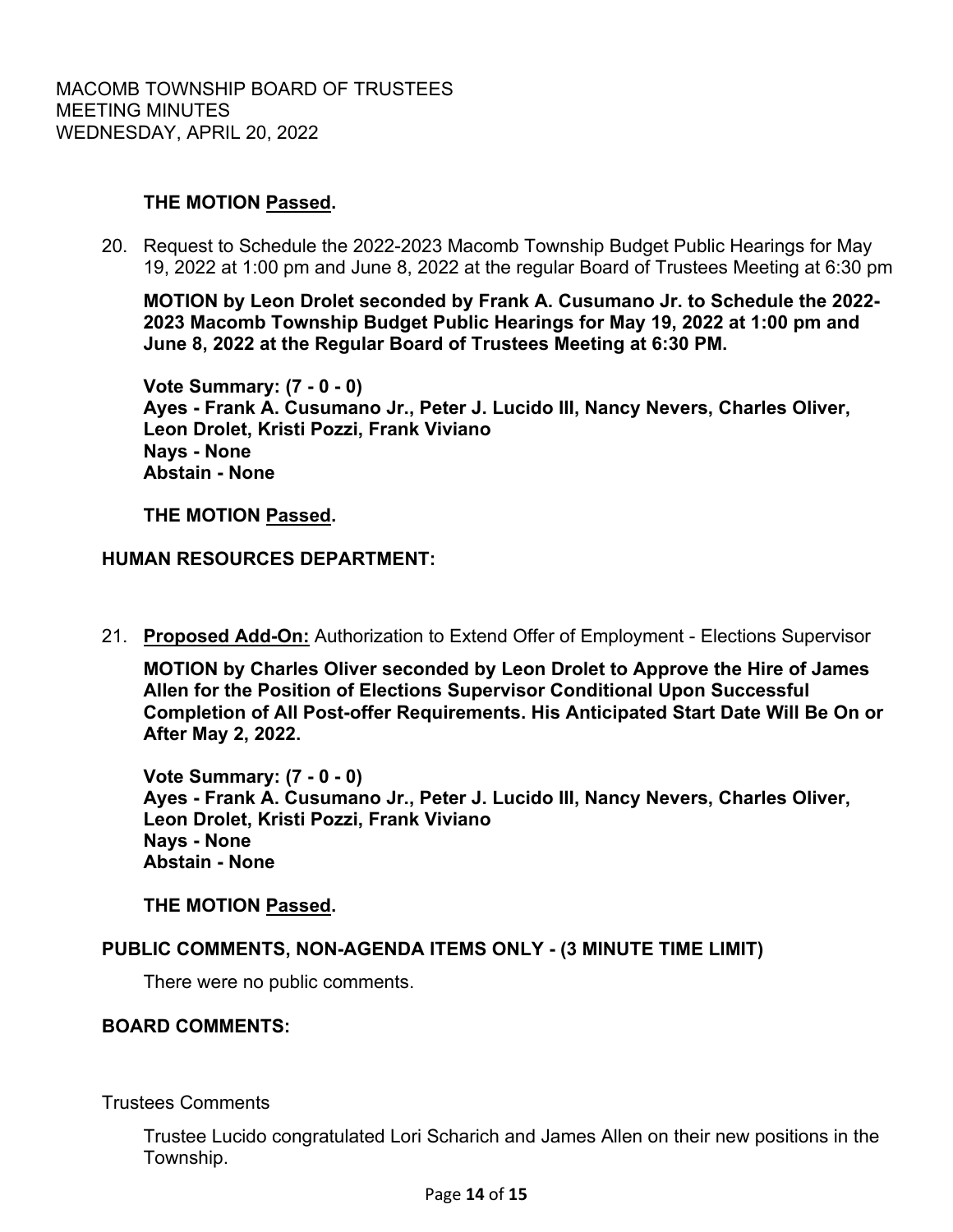**THE MOTION Passed.**

20. Request to Schedule the 2022-2023 Macomb Township Budget Public Hearings for May 19, 2022 at 1:00 pm and June 8, 2022 at the regular Board of Trustees Meeting at 6:30 pm

    **MOTION by Leon Drolet seconded by Frank A. Cusumano Jr. to Schedule the 2022-2023 Macomb Township Budget Public Hearings for May 19, 2022 at 1:00 pm and June 8, 2022 at the Regular Board of Trustees Meeting at 6:30 PM.**

    **Vote Summary: (7 - 0 - 0)**
    **Ayes - Frank A. Cusumano Jr., Peter J. Lucido III, Nancy Nevers, Charles Oliver, Leon Drolet, Kristi Pozzi, Frank Viviano**
    **Nays - None**
    **Abstain - None**

    **THE MOTION Passed.**

**HUMAN RESOURCES DEPARTMENT:**

21. **Proposed Add-On:** Authorization to Extend Offer of Employment - Elections Supervisor

    **MOTION by Charles Oliver seconded by Leon Drolet to Approve the Hire of James Allen for the Position of Elections Supervisor Conditional Upon Successful Completion of All Post-offer Requirements. His Anticipated Start Date Will Be On or After May 2, 2022.**

    **Vote Summary: (7 - 0 - 0)**
    **Ayes - Frank A. Cusumano Jr., Peter J. Lucido III, Nancy Nevers, Charles Oliver, Leon Drolet, Kristi Pozzi, Frank Viviano**
    **Nays - None**
    **Abstain - None**

    **THE MOTION Passed.**

**PUBLIC COMMENTS, NON-AGENDA ITEMS ONLY - (3 MINUTE TIME LIMIT)**

There were no public comments.

**BOARD COMMENTS:**

Trustees Comments

Trustee Lucido congratulated Lori Scharich and James Allen on their new positions in the Township.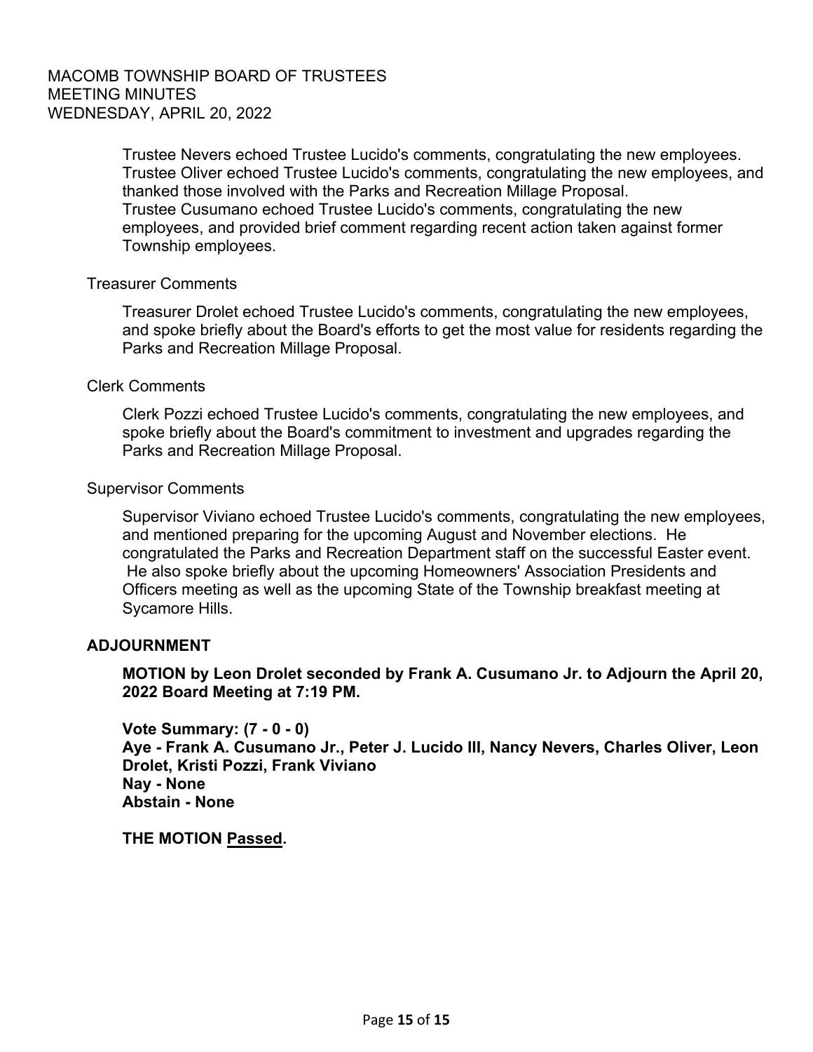Trustee Nevers echoed Trustee Lucido's comments, congratulating the new employees.
Trustee Oliver echoed Trustee Lucido's comments, congratulating the new employees, and thanked those involved with the Parks and Recreation Millage Proposal.
Trustee Cusumano echoed Trustee Lucido's comments, congratulating the new employees, and provided brief comment regarding recent action taken against former Township employees.

Treasurer Comments

Treasurer Drolet echoed Trustee Lucido's comments, congratulating the new employees, and spoke briefly about the Board's efforts to get the most value for residents regarding the Parks and Recreation Millage Proposal.

Clerk Comments

Clerk Pozzi echoed Trustee Lucido's comments, congratulating the new employees, and spoke briefly about the Board's commitment to investment and upgrades regarding the Parks and Recreation Millage Proposal.

Supervisor Comments

Supervisor Viviano echoed Trustee Lucido's comments, congratulating the new employees, and mentioned preparing for the upcoming August and November elections. He congratulated the Parks and Recreation Department staff on the successful Easter event. He also spoke briefly about the upcoming Homeowners' Association Presidents and Officers meeting as well as the upcoming State of the Township breakfast meeting at Sycamore Hills.

## ADJOURNMENT

**MOTION by Leon Drolet seconded by Frank A. Cusumano Jr. to Adjourn the April 20, 2022 Board Meeting at 7:19 PM.**

**Vote Summary: (7 - 0 - 0)**
**Aye - Frank A. Cusumano Jr., Peter J. Lucido III, Nancy Nevers, Charles Oliver, Leon Drolet, Kristi Pozzi, Frank Viviano**
**Nay - None**
**Abstain - None**

**THE MOTION Passed.**